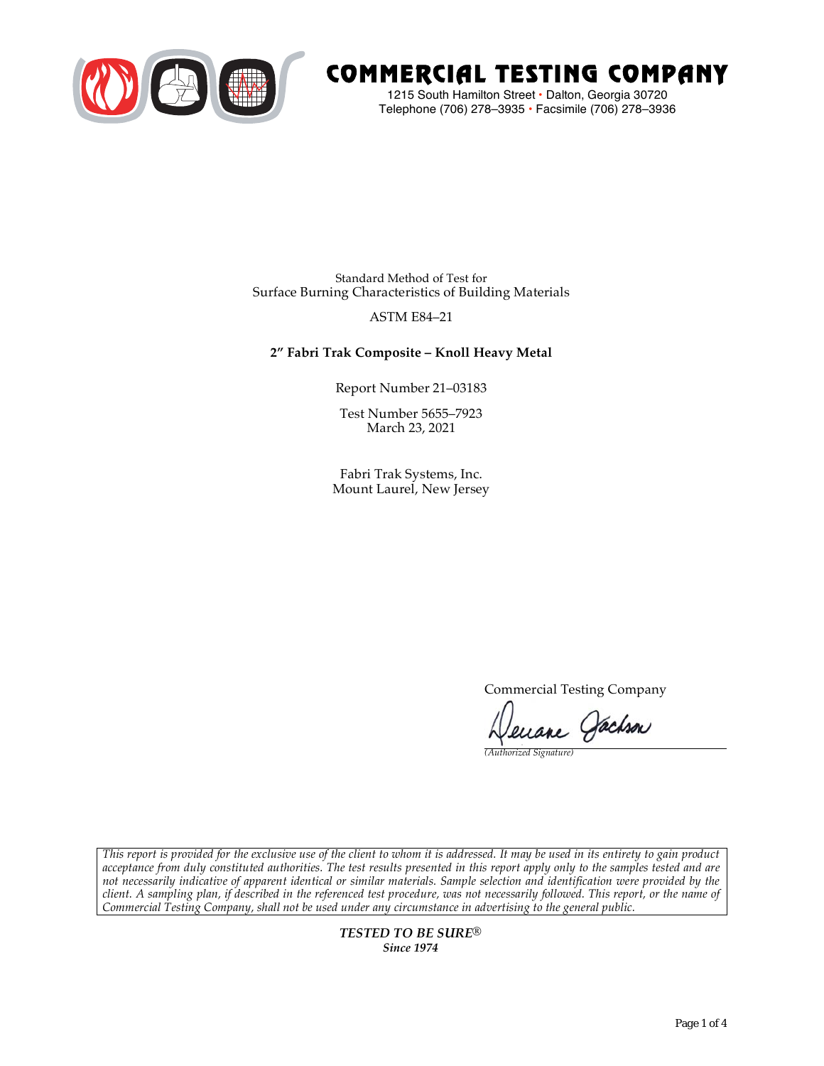# COMMERCIAL TESTING COMPANY

1215 South Hamilton Street • Dalton, Georgia 30720
Telephone (706) 278–3935 • Facsimile (706) 278–3936

Standard Method of Test for
Surface Burning Characteristics of Building Materials

ASTM E84–21

**2″ Fabri Trak Composite – Knoll Heavy Metal**

Report Number 21–03183

Test Number 5655–7923
March 23, 2021

Fabri Trak Systems, Inc.
Mount Laurel, New Jersey

Commercial Testing Company

Deuane Jackson
*(Authorized Signature)*

*This report is provided for the exclusive use of the client to whom it is addressed. It may be used in its entirety to gain product acceptance from duly constituted authorities. The test results presented in this report apply only to the samples tested and are not necessarily indicative of apparent identical or similar materials. Sample selection and identification were provided by the client. A sampling plan, if described in the referenced test procedure, was not necessarily followed. This report, or the name of Commercial Testing Company, shall not be used under any circumstance in advertising to the general public.*

***TESTED TO BE SURE®***
***Since 1974***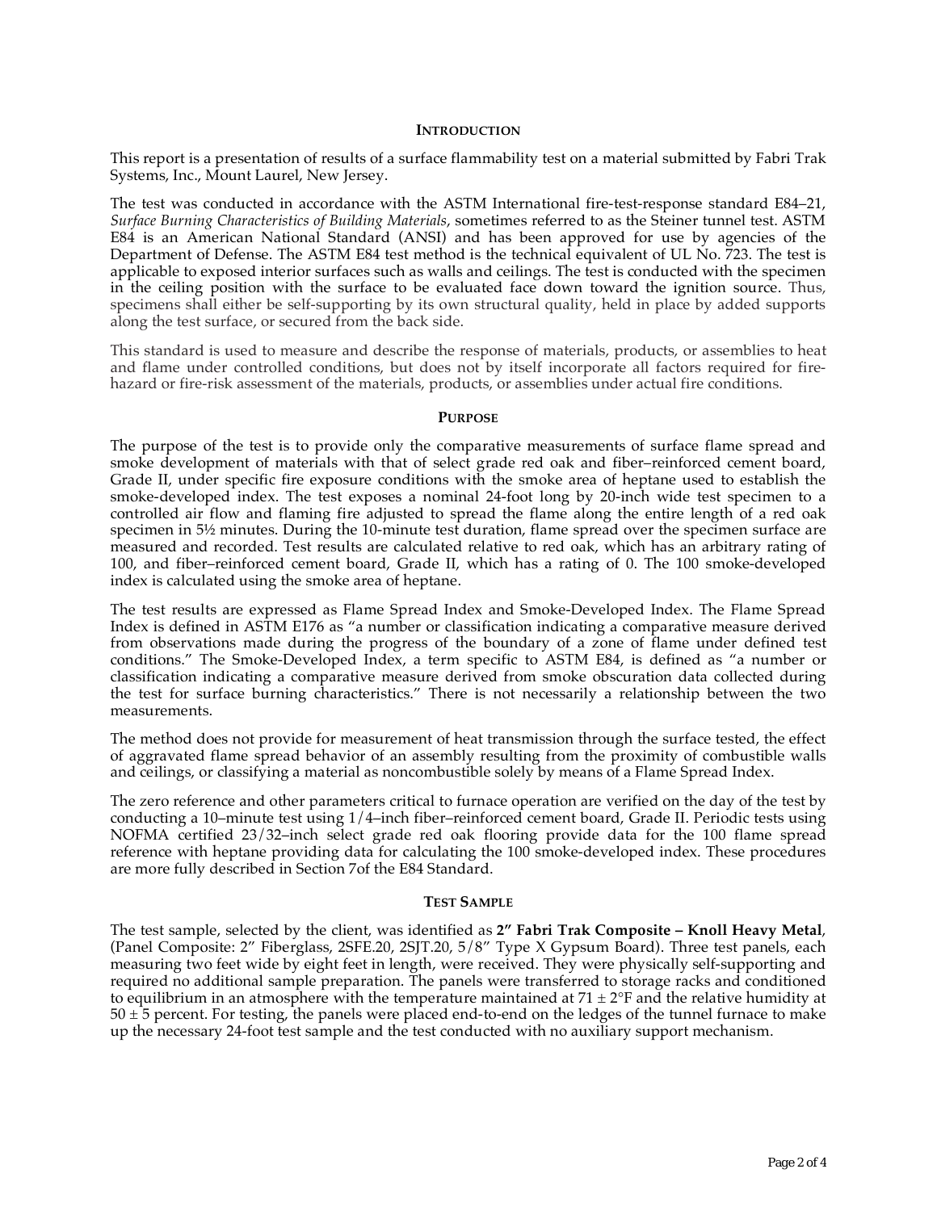## Introduction

This report is a presentation of results of a surface flammability test on a material submitted by Fabri Trak Systems, Inc., Mount Laurel, New Jersey.

The test was conducted in accordance with the ASTM International fire-test-response standard E84–21, *Surface Burning Characteristics of Building Materials*, sometimes referred to as the Steiner tunnel test. ASTM E84 is an American National Standard (ANSI) and has been approved for use by agencies of the Department of Defense. The ASTM E84 test method is the technical equivalent of UL No. 723. The test is applicable to exposed interior surfaces such as walls and ceilings. The test is conducted with the specimen in the ceiling position with the surface to be evaluated face down toward the ignition source. Thus, specimens shall either be self-supporting by its own structural quality, held in place by added supports along the test surface, or secured from the back side.

This standard is used to measure and describe the response of materials, products, or assemblies to heat and flame under controlled conditions, but does not by itself incorporate all factors required for fire-hazard or fire-risk assessment of the materials, products, or assemblies under actual fire conditions.

## Purpose

The purpose of the test is to provide only the comparative measurements of surface flame spread and smoke development of materials with that of select grade red oak and fiber–reinforced cement board, Grade II, under specific fire exposure conditions with the smoke area of heptane used to establish the smoke-developed index. The test exposes a nominal 24-foot long by 20-inch wide test specimen to a controlled air flow and flaming fire adjusted to spread the flame along the entire length of a red oak specimen in 5½ minutes. During the 10-minute test duration, flame spread over the specimen surface are measured and recorded. Test results are calculated relative to red oak, which has an arbitrary rating of 100, and fiber–reinforced cement board, Grade II, which has a rating of 0. The 100 smoke-developed index is calculated using the smoke area of heptane.

The test results are expressed as Flame Spread Index and Smoke-Developed Index. The Flame Spread Index is defined in ASTM E176 as "a number or classification indicating a comparative measure derived from observations made during the progress of the boundary of a zone of flame under defined test conditions." The Smoke-Developed Index, a term specific to ASTM E84, is defined as "a number or classification indicating a comparative measure derived from smoke obscuration data collected during the test for surface burning characteristics." There is not necessarily a relationship between the two measurements.

The method does not provide for measurement of heat transmission through the surface tested, the effect of aggravated flame spread behavior of an assembly resulting from the proximity of combustible walls and ceilings, or classifying a material as noncombustible solely by means of a Flame Spread Index.

The zero reference and other parameters critical to furnace operation are verified on the day of the test by conducting a 10–minute test using 1/4–inch fiber–reinforced cement board, Grade II. Periodic tests using NOFMA certified 23/32–inch select grade red oak flooring provide data for the 100 flame spread reference with heptane providing data for calculating the 100 smoke-developed index. These procedures are more fully described in Section 7of the E84 Standard.

## Test Sample

The test sample, selected by the client, was identified as **2" Fabri Trak Composite – Knoll Heavy Metal**, (Panel Composite: 2" Fiberglass, 2SFE.20, 2SJT.20, 5/8" Type X Gypsum Board). Three test panels, each measuring two feet wide by eight feet in length, were received. They were physically self-supporting and required no additional sample preparation. The panels were transferred to storage racks and conditioned to equilibrium in an atmosphere with the temperature maintained at 71 ± 2°F and the relative humidity at 50 ± 5 percent. For testing, the panels were placed end-to-end on the ledges of the tunnel furnace to make up the necessary 24-foot test sample and the test conducted with no auxiliary support mechanism.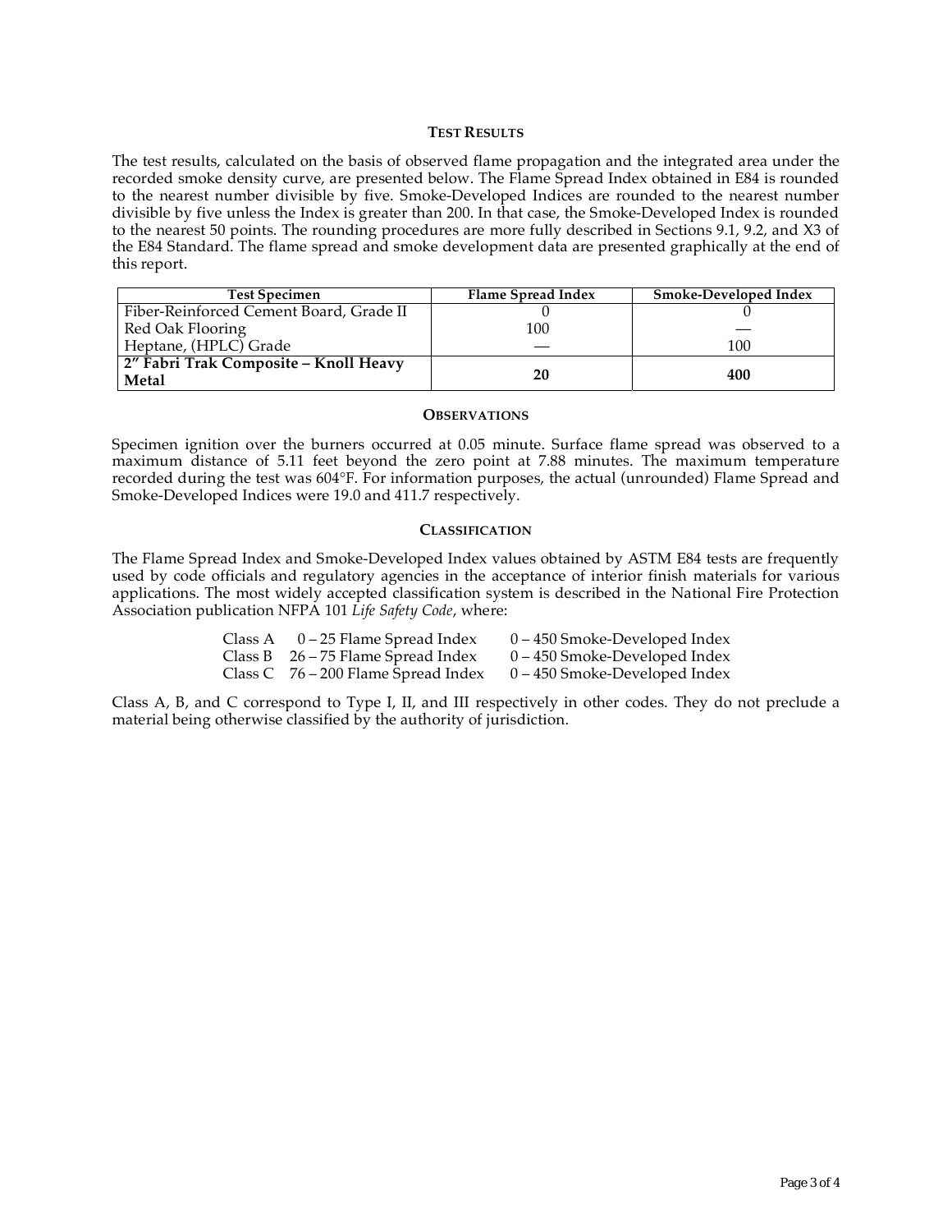## TEST RESULTS

The test results, calculated on the basis of observed flame propagation and the integrated area under the recorded smoke density curve, are presented below. The Flame Spread Index obtained in E84 is rounded to the nearest number divisible by five. Smoke-Developed Indices are rounded to the nearest number divisible by five unless the Index is greater than 200. In that case, the Smoke-Developed Index is rounded to the nearest 50 points. The rounding procedures are more fully described in Sections 9.1, 9.2, and X3 of the E84 Standard. The flame spread and smoke development data are presented graphically at the end of this report.

| Test Specimen | Flame Spread Index | Smoke-Developed Index |
|---|---|---|
| Fiber-Reinforced Cement Board, Grade II | 0 | 0 |
| Red Oak Flooring | 100 | — |
| Heptane, (HPLC) Grade | — | 100 |
| **2" Fabri Trak Composite – Knoll Heavy Metal** | **20** | **400** |

## OBSERVATIONS

Specimen ignition over the burners occurred at 0.05 minute. Surface flame spread was observed to a maximum distance of 5.11 feet beyond the zero point at 7.88 minutes. The maximum temperature recorded during the test was 604°F. For information purposes, the actual (unrounded) Flame Spread and Smoke-Developed Indices were 19.0 and 411.7 respectively.

## CLASSIFICATION

The Flame Spread Index and Smoke-Developed Index values obtained by ASTM E84 tests are frequently used by code officials and regulatory agencies in the acceptance of interior finish materials for various applications. The most widely accepted classification system is described in the National Fire Protection Association publication NFPA 101 *Life Safety Code*, where:

| | | |
|---|---|---|
| Class A | 0 – 25 Flame Spread Index | 0 – 450 Smoke-Developed Index |
| Class B | 26 – 75 Flame Spread Index | 0 – 450 Smoke-Developed Index |
| Class C | 76 – 200 Flame Spread Index | 0 – 450 Smoke-Developed Index |

Class A, B, and C correspond to Type I, II, and III respectively in other codes. They do not preclude a material being otherwise classified by the authority of jurisdiction.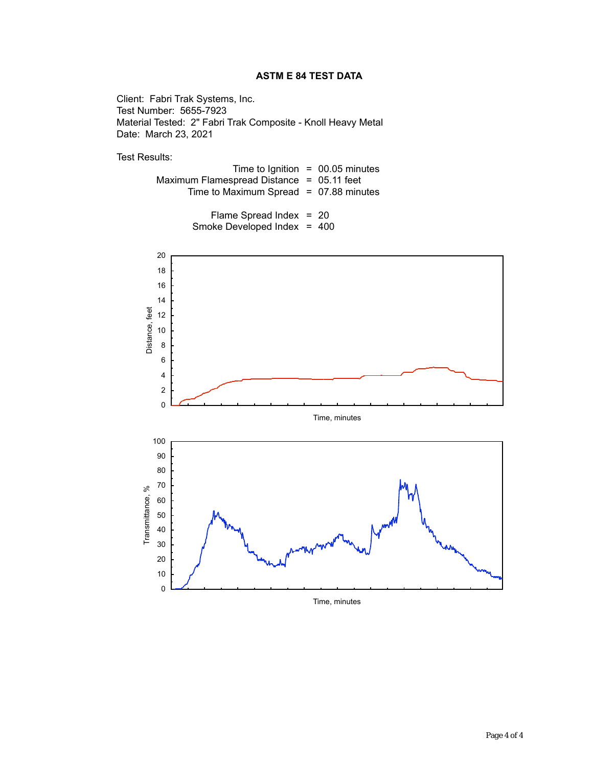## ASTM E 84 TEST DATA

Client: Fabri Trak Systems, Inc.
Test Number: 5655-7923
Material Tested: 2" Fabri Trak Composite - Knoll Heavy Metal
Date: March 23, 2021

Test Results:

Time to Ignition = 00.05 minutes
Maximum Flamespread Distance = 05.11 feet
Time to Maximum Spread = 07.88 minutes

Flame Spread Index = 20
Smoke Developed Index = 400

Distance, feet
20
18
16
14
12
10
8
6
4
2
0
Time, minutes

Transmittance, %
100
90
80
70
60
50
40
30
20
10
0
Time, minutes